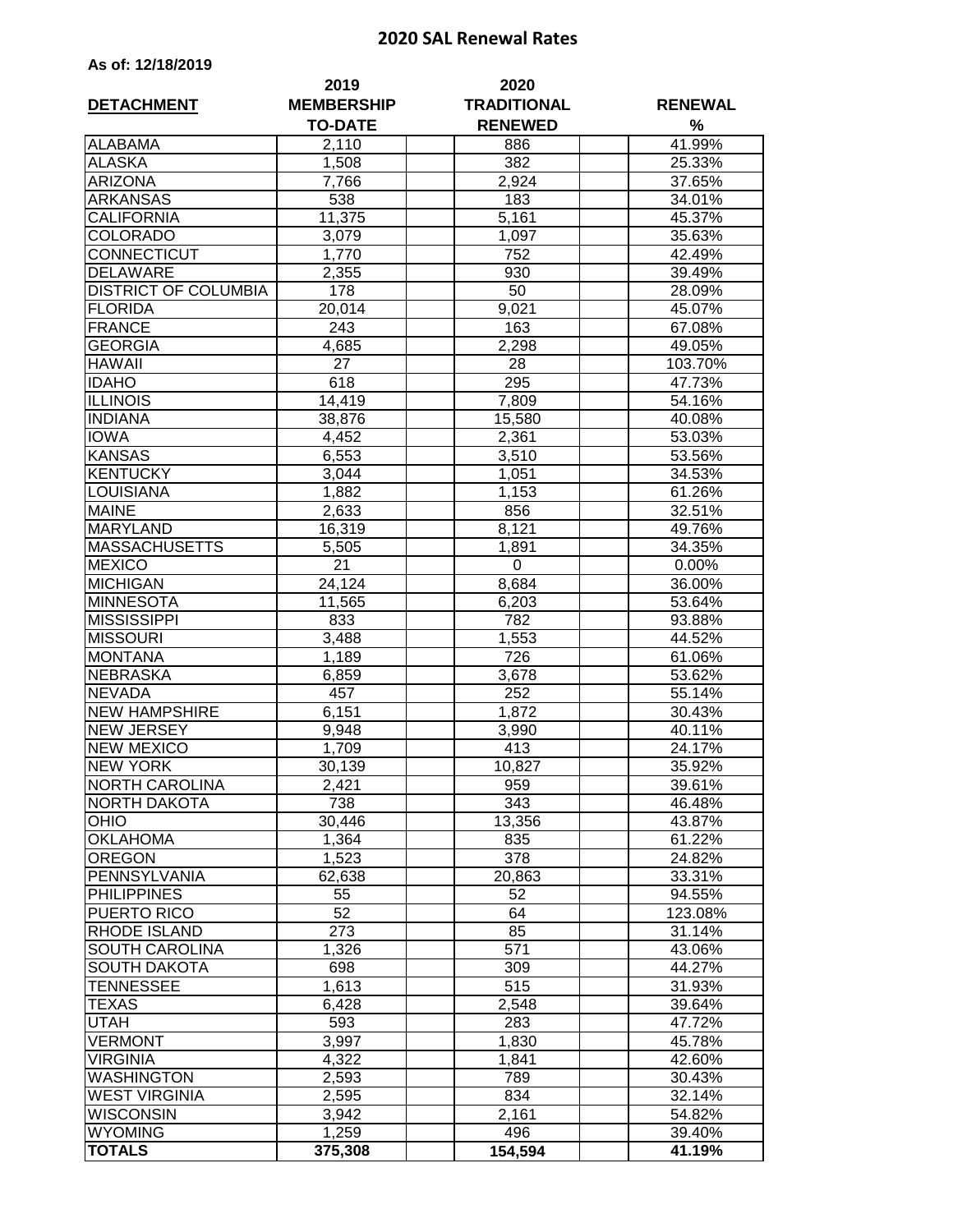# 2020 SAL Renewal Rates

**As of: 12/18/2019**

| DETACHMENT | 2019 MEMBERSHIP TO-DATE | 2020 TRADITIONAL RENEWED | RENEWAL % |
|---|---|---|---|
| ALABAMA | 2,110 | 886 | 41.99% |
| ALASKA | 1,508 | 382 | 25.33% |
| ARIZONA | 7,766 | 2,924 | 37.65% |
| ARKANSAS | 538 | 183 | 34.01% |
| CALIFORNIA | 11,375 | 5,161 | 45.37% |
| COLORADO | 3,079 | 1,097 | 35.63% |
| CONNECTICUT | 1,770 | 752 | 42.49% |
| DELAWARE | 2,355 | 930 | 39.49% |
| DISTRICT OF COLUMBIA | 178 | 50 | 28.09% |
| FLORIDA | 20,014 | 9,021 | 45.07% |
| FRANCE | 243 | 163 | 67.08% |
| GEORGIA | 4,685 | 2,298 | 49.05% |
| HAWAII | 27 | 28 | 103.70% |
| IDAHO | 618 | 295 | 47.73% |
| ILLINOIS | 14,419 | 7,809 | 54.16% |
| INDIANA | 38,876 | 15,580 | 40.08% |
| IOWA | 4,452 | 2,361 | 53.03% |
| KANSAS | 6,553 | 3,510 | 53.56% |
| KENTUCKY | 3,044 | 1,051 | 34.53% |
| LOUISIANA | 1,882 | 1,153 | 61.26% |
| MAINE | 2,633 | 856 | 32.51% |
| MARYLAND | 16,319 | 8,121 | 49.76% |
| MASSACHUSETTS | 5,505 | 1,891 | 34.35% |
| MEXICO | 21 | 0 | 0.00% |
| MICHIGAN | 24,124 | 8,684 | 36.00% |
| MINNESOTA | 11,565 | 6,203 | 53.64% |
| MISSISSIPPI | 833 | 782 | 93.88% |
| MISSOURI | 3,488 | 1,553 | 44.52% |
| MONTANA | 1,189 | 726 | 61.06% |
| NEBRASKA | 6,859 | 3,678 | 53.62% |
| NEVADA | 457 | 252 | 55.14% |
| NEW HAMPSHIRE | 6,151 | 1,872 | 30.43% |
| NEW JERSEY | 9,948 | 3,990 | 40.11% |
| NEW MEXICO | 1,709 | 413 | 24.17% |
| NEW YORK | 30,139 | 10,827 | 35.92% |
| NORTH CAROLINA | 2,421 | 959 | 39.61% |
| NORTH DAKOTA | 738 | 343 | 46.48% |
| OHIO | 30,446 | 13,356 | 43.87% |
| OKLAHOMA | 1,364 | 835 | 61.22% |
| OREGON | 1,523 | 378 | 24.82% |
| PENNSYLVANIA | 62,638 | 20,863 | 33.31% |
| PHILIPPINES | 55 | 52 | 94.55% |
| PUERTO RICO | 52 | 64 | 123.08% |
| RHODE ISLAND | 273 | 85 | 31.14% |
| SOUTH CAROLINA | 1,326 | 571 | 43.06% |
| SOUTH DAKOTA | 698 | 309 | 44.27% |
| TENNESSEE | 1,613 | 515 | 31.93% |
| TEXAS | 6,428 | 2,548 | 39.64% |
| UTAH | 593 | 283 | 47.72% |
| VERMONT | 3,997 | 1,830 | 45.78% |
| VIRGINIA | 4,322 | 1,841 | 42.60% |
| WASHINGTON | 2,593 | 789 | 30.43% |
| WEST VIRGINIA | 2,595 | 834 | 32.14% |
| WISCONSIN | 3,942 | 2,161 | 54.82% |
| WYOMING | 1,259 | 496 | 39.40% |
| **TOTALS** | **375,308** | **154,594** | **41.19%** |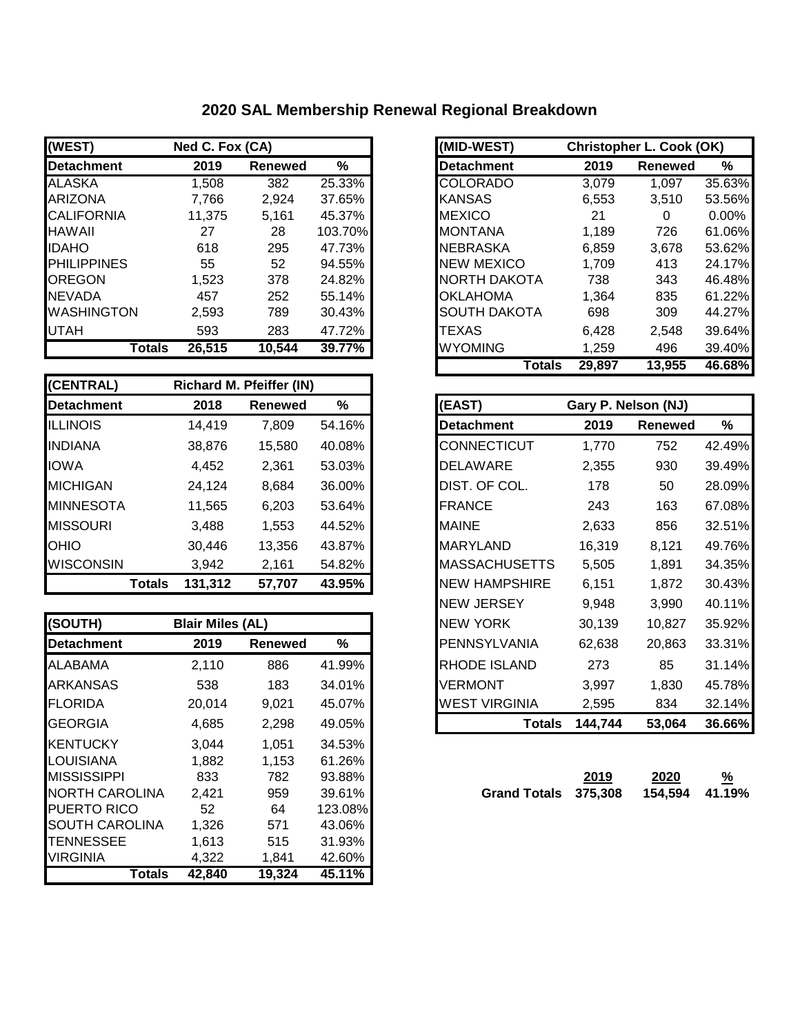# 2020 SAL Membership Renewal Regional Breakdown

| (WEST) | Ned C. Fox (CA) | | |
|---|---|---|---|
| **Detachment** | **2019** | **Renewed** | **%** |
| ALASKA | 1,508 | 382 | 25.33% |
| ARIZONA | 7,766 | 2,924 | 37.65% |
| CALIFORNIA | 11,375 | 5,161 | 45.37% |
| HAWAII | 27 | 28 | 103.70% |
| IDAHO | 618 | 295 | 47.73% |
| PHILIPPINES | 55 | 52 | 94.55% |
| OREGON | 1,523 | 378 | 24.82% |
| NEVADA | 457 | 252 | 55.14% |
| WASHINGTON | 2,593 | 789 | 30.43% |
| UTAH | 593 | 283 | 47.72% |
| **Totals** | **26,515** | **10,544** | **39.77%** |

| (CENTRAL) | Richard M. Pfeiffer (IN) | | |
|---|---|---|---|
| **Detachment** | **2018** | **Renewed** | **%** |
| ILLINOIS | 14,419 | 7,809 | 54.16% |
| INDIANA | 38,876 | 15,580 | 40.08% |
| IOWA | 4,452 | 2,361 | 53.03% |
| MICHIGAN | 24,124 | 8,684 | 36.00% |
| MINNESOTA | 11,565 | 6,203 | 53.64% |
| MISSOURI | 3,488 | 1,553 | 44.52% |
| OHIO | 30,446 | 13,356 | 43.87% |
| WISCONSIN | 3,942 | 2,161 | 54.82% |
| **Totals** | **131,312** | **57,707** | **43.95%** |

| (SOUTH) | Blair Miles (AL) | | |
|---|---|---|---|
| **Detachment** | **2019** | **Renewed** | **%** |
| ALABAMA | 2,110 | 886 | 41.99% |
| ARKANSAS | 538 | 183 | 34.01% |
| FLORIDA | 20,014 | 9,021 | 45.07% |
| GEORGIA | 4,685 | 2,298 | 49.05% |
| KENTUCKY | 3,044 | 1,051 | 34.53% |
| LOUISIANA | 1,882 | 1,153 | 61.26% |
| MISSISSIPPI | 833 | 782 | 93.88% |
| NORTH CAROLINA | 2,421 | 959 | 39.61% |
| PUERTO RICO | 52 | 64 | 123.08% |
| SOUTH CAROLINA | 1,326 | 571 | 43.06% |
| TENNESSEE | 1,613 | 515 | 31.93% |
| VIRGINIA | 4,322 | 1,841 | 42.60% |
| **Totals** | **42,840** | **19,324** | **45.11%** |

| (MID-WEST) | Christopher L. Cook (OK) | | |
|---|---|---|---|
| **Detachment** | **2019** | **Renewed** | **%** |
| COLORADO | 3,079 | 1,097 | 35.63% |
| KANSAS | 6,553 | 3,510 | 53.56% |
| MEXICO | 21 | 0 | 0.00% |
| MONTANA | 1,189 | 726 | 61.06% |
| NEBRASKA | 6,859 | 3,678 | 53.62% |
| NEW MEXICO | 1,709 | 413 | 24.17% |
| NORTH DAKOTA | 738 | 343 | 46.48% |
| OKLAHOMA | 1,364 | 835 | 61.22% |
| SOUTH DAKOTA | 698 | 309 | 44.27% |
| TEXAS | 6,428 | 2,548 | 39.64% |
| WYOMING | 1,259 | 496 | 39.40% |
| **Totals** | **29,897** | **13,955** | **46.68%** |

| (EAST) | Gary P. Nelson (NJ) | | |
|---|---|---|---|
| **Detachment** | **2019** | **Renewed** | **%** |
| CONNECTICUT | 1,770 | 752 | 42.49% |
| DELAWARE | 2,355 | 930 | 39.49% |
| DIST. OF COL. | 178 | 50 | 28.09% |
| FRANCE | 243 | 163 | 67.08% |
| MAINE | 2,633 | 856 | 32.51% |
| MARYLAND | 16,319 | 8,121 | 49.76% |
| MASSACHUSETTS | 5,505 | 1,891 | 34.35% |
| NEW HAMPSHIRE | 6,151 | 1,872 | 30.43% |
| NEW JERSEY | 9,948 | 3,990 | 40.11% |
| NEW YORK | 30,139 | 10,827 | 35.92% |
| PENNSYLVANIA | 62,638 | 20,863 | 33.31% |
| RHODE ISLAND | 273 | 85 | 31.14% |
| VERMONT | 3,997 | 1,830 | 45.78% |
| WEST VIRGINIA | 2,595 | 834 | 32.14% |
| **Totals** | **144,744** | **53,064** | **36.66%** |

| | **2019** | **2020** | **%** |
|---|---|---|---|
| **Grand Totals** | **375,308** | **154,594** | **41.19%** |